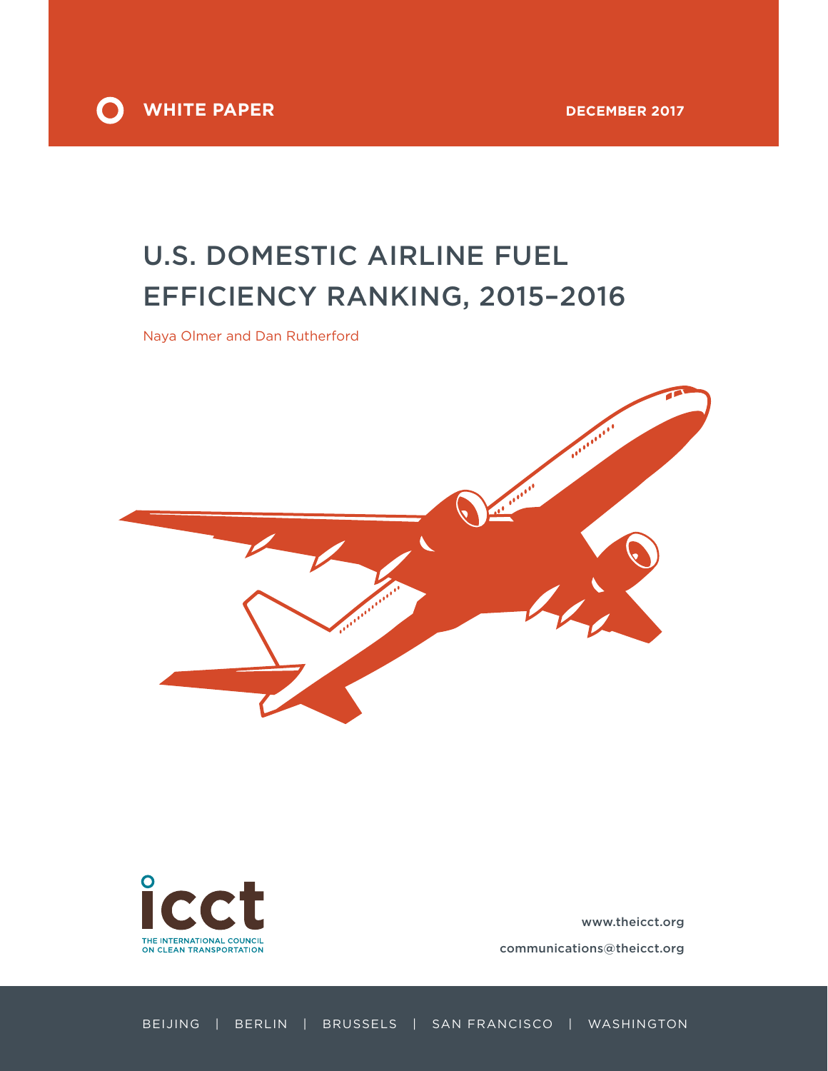WHITE PAPER

DECEMBER 2017

# U.S. DOMESTIC AIRLINE FUEL EFFICIENCY RANKING, 2015–2016

Naya Olmer and Dan Rutherford

icct

THE INTERNATIONAL COUNCIL ON CLEAN TRANSPORTATION

www.theicct.org

communications@theicct.org

BEIJING | BERLIN | BRUSSELS | SAN FRANCISCO | WASHINGTON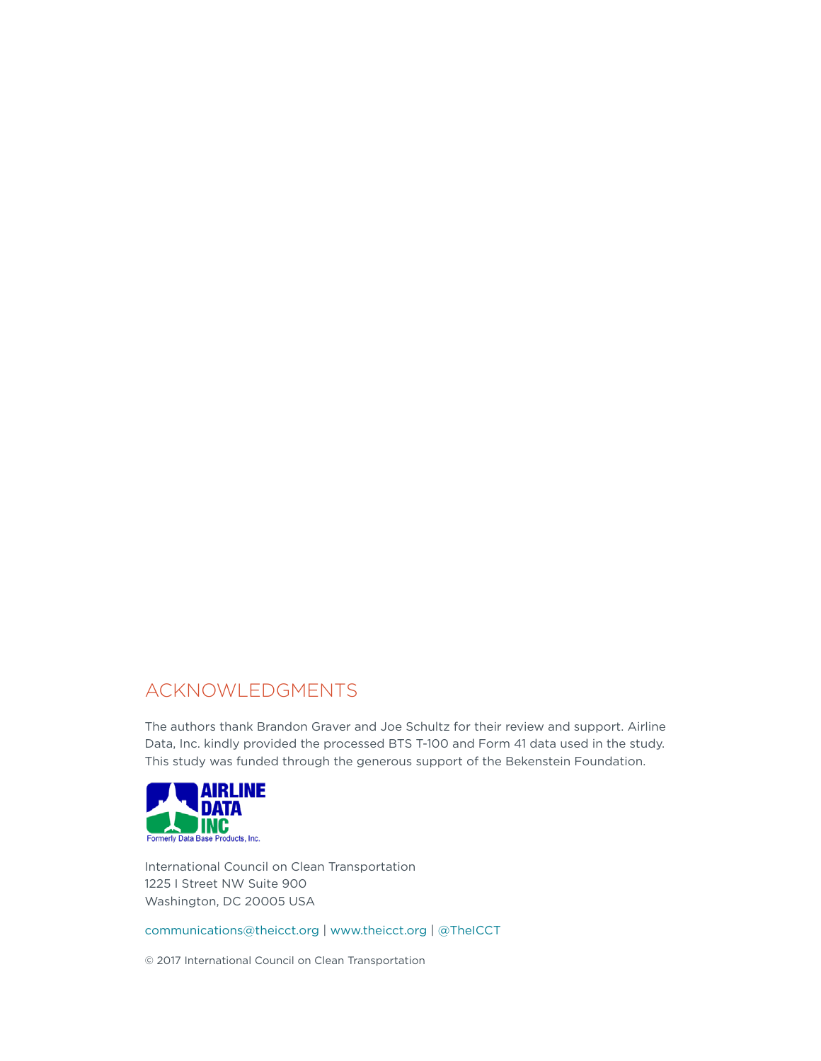## ACKNOWLEDGMENTS

The authors thank Brandon Graver and Joe Schultz for their review and support. Airline Data, Inc. kindly provided the processed BTS T-100 and Form 41 data used in the study. This study was funded through the generous support of the Bekenstein Foundation.

International Council on Clean Transportation
1225 I Street NW Suite 900
Washington, DC 20005 USA

communications@theicct.org | www.theicct.org | @TheICCT

© 2017 International Council on Clean Transportation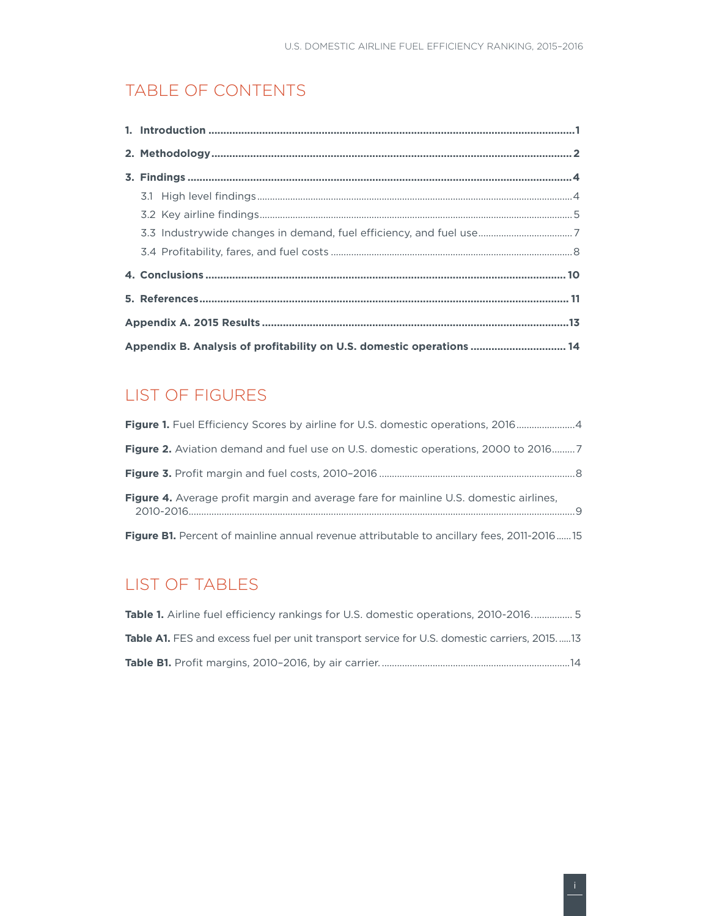# TABLE OF CONTENTS

**1. Introduction** ........................................................................ **1**

**2. Methodology** ........................................................................ **2**

**3. Findings** ........................................................................ **4**

- 3.1 High level findings ........................................................................ 4
- 3.2 Key airline findings ........................................................................ 5
- 3.3 Industrywide changes in demand, fuel efficiency, and fuel use ........................................................................ 7
- 3.4 Profitability, fares, and fuel costs ........................................................................ 8

**4. Conclusions** ........................................................................ **10**

**5. References** ........................................................................ **11**

**Appendix A. 2015 Results** ........................................................................ **13**

**Appendix B. Analysis of profitability on U.S. domestic operations** ........................................................................ **14**

# LIST OF FIGURES

**Figure 1.** Fuel Efficiency Scores by airline for U.S. domestic operations, 2016 ........................................................................ 4

**Figure 2.** Aviation demand and fuel use on U.S. domestic operations, 2000 to 2016 ........................................................................ 7

**Figure 3.** Profit margin and fuel costs, 2010–2016 ........................................................................ 8

**Figure 4.** Average profit margin and average fare for mainline U.S. domestic airlines, 2010-2016 ........................................................................ 9

**Figure B1.** Percent of mainline annual revenue attributable to ancillary fees, 2011-2016 ........................................................................ 15

# LIST OF TABLES

**Table 1.** Airline fuel efficiency rankings for U.S. domestic operations, 2010-2016. ........................................................................ 5

**Table A1.** FES and excess fuel per unit transport service for U.S. domestic carriers, 2015. ........................................................................ 13

**Table B1.** Profit margins, 2010–2016, by air carrier. ........................................................................ 14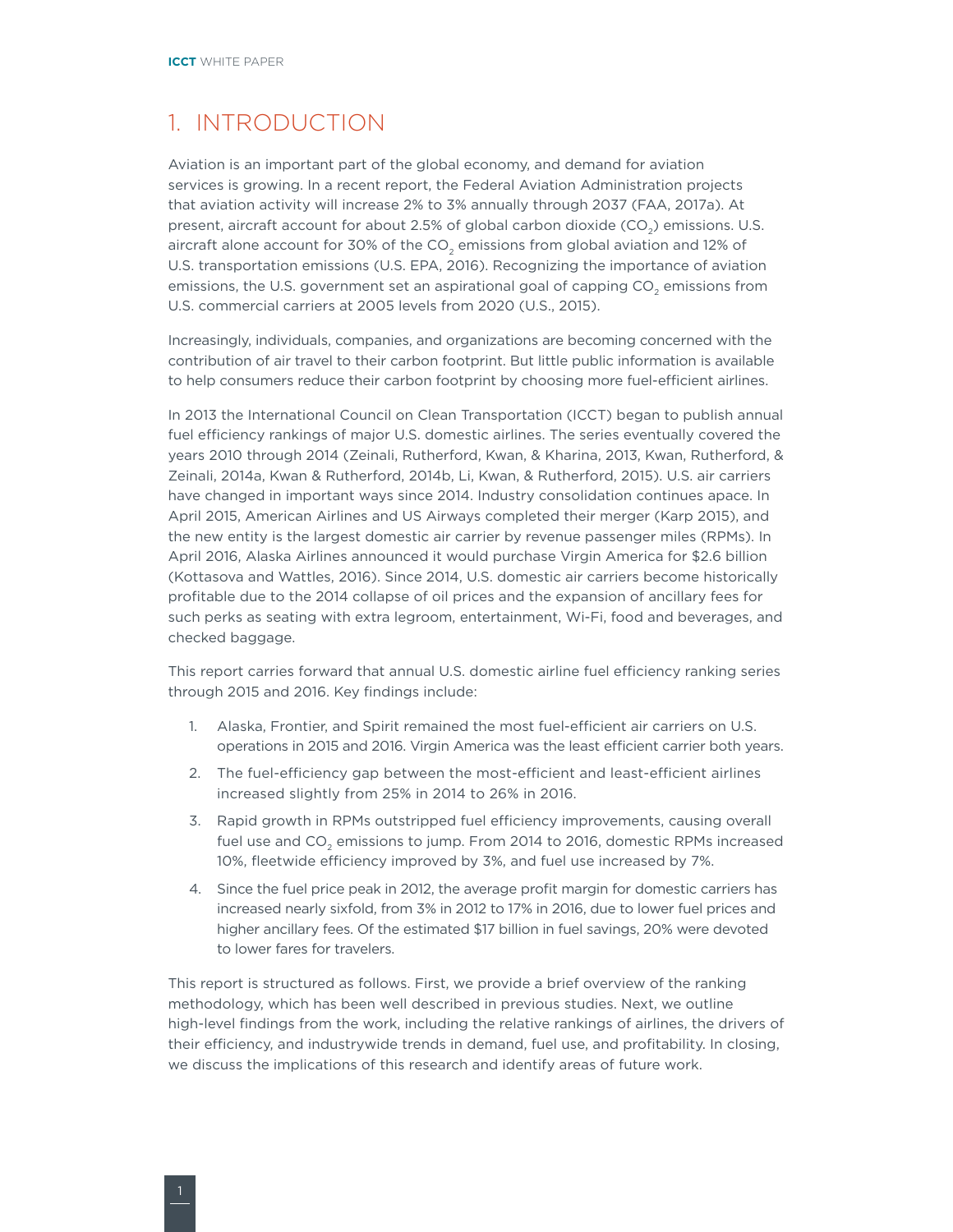# 1. INTRODUCTION

Aviation is an important part of the global economy, and demand for aviation services is growing. In a recent report, the Federal Aviation Administration projects that aviation activity will increase 2% to 3% annually through 2037 (FAA, 2017a). At present, aircraft account for about 2.5% of global carbon dioxide ($CO_2$) emissions. U.S. aircraft alone account for 30% of the $CO_2$ emissions from global aviation and 12% of U.S. transportation emissions (U.S. EPA, 2016). Recognizing the importance of aviation emissions, the U.S. government set an aspirational goal of capping $CO_2$ emissions from U.S. commercial carriers at 2005 levels from 2020 (U.S., 2015).

Increasingly, individuals, companies, and organizations are becoming concerned with the contribution of air travel to their carbon footprint. But little public information is available to help consumers reduce their carbon footprint by choosing more fuel-efficient airlines.

In 2013 the International Council on Clean Transportation (ICCT) began to publish annual fuel efficiency rankings of major U.S. domestic airlines. The series eventually covered the years 2010 through 2014 (Zeinali, Rutherford, Kwan, & Kharina, 2013, Kwan, Rutherford, & Zeinali, 2014a, Kwan & Rutherford, 2014b, Li, Kwan, & Rutherford, 2015). U.S. air carriers have changed in important ways since 2014. Industry consolidation continues apace. In April 2015, American Airlines and US Airways completed their merger (Karp 2015), and the new entity is the largest domestic air carrier by revenue passenger miles (RPMs). In April 2016, Alaska Airlines announced it would purchase Virgin America for $2.6 billion (Kottasova and Wattles, 2016). Since 2014, U.S. domestic air carriers become historically profitable due to the 2014 collapse of oil prices and the expansion of ancillary fees for such perks as seating with extra legroom, entertainment, Wi-Fi, food and beverages, and checked baggage.

This report carries forward that annual U.S. domestic airline fuel efficiency ranking series through 2015 and 2016. Key findings include:

1. Alaska, Frontier, and Spirit remained the most fuel-efficient air carriers on U.S. operations in 2015 and 2016. Virgin America was the least efficient carrier both years.
2. The fuel-efficiency gap between the most-efficient and least-efficient airlines increased slightly from 25% in 2014 to 26% in 2016.
3. Rapid growth in RPMs outstripped fuel efficiency improvements, causing overall fuel use and $CO_2$ emissions to jump. From 2014 to 2016, domestic RPMs increased 10%, fleetwide efficiency improved by 3%, and fuel use increased by 7%.
4. Since the fuel price peak in 2012, the average profit margin for domestic carriers has increased nearly sixfold, from 3% in 2012 to 17% in 2016, due to lower fuel prices and higher ancillary fees. Of the estimated $17 billion in fuel savings, 20% were devoted to lower fares for travelers.

This report is structured as follows. First, we provide a brief overview of the ranking methodology, which has been well described in previous studies. Next, we outline high-level findings from the work, including the relative rankings of airlines, the drivers of their efficiency, and industrywide trends in demand, fuel use, and profitability. In closing, we discuss the implications of this research and identify areas of future work.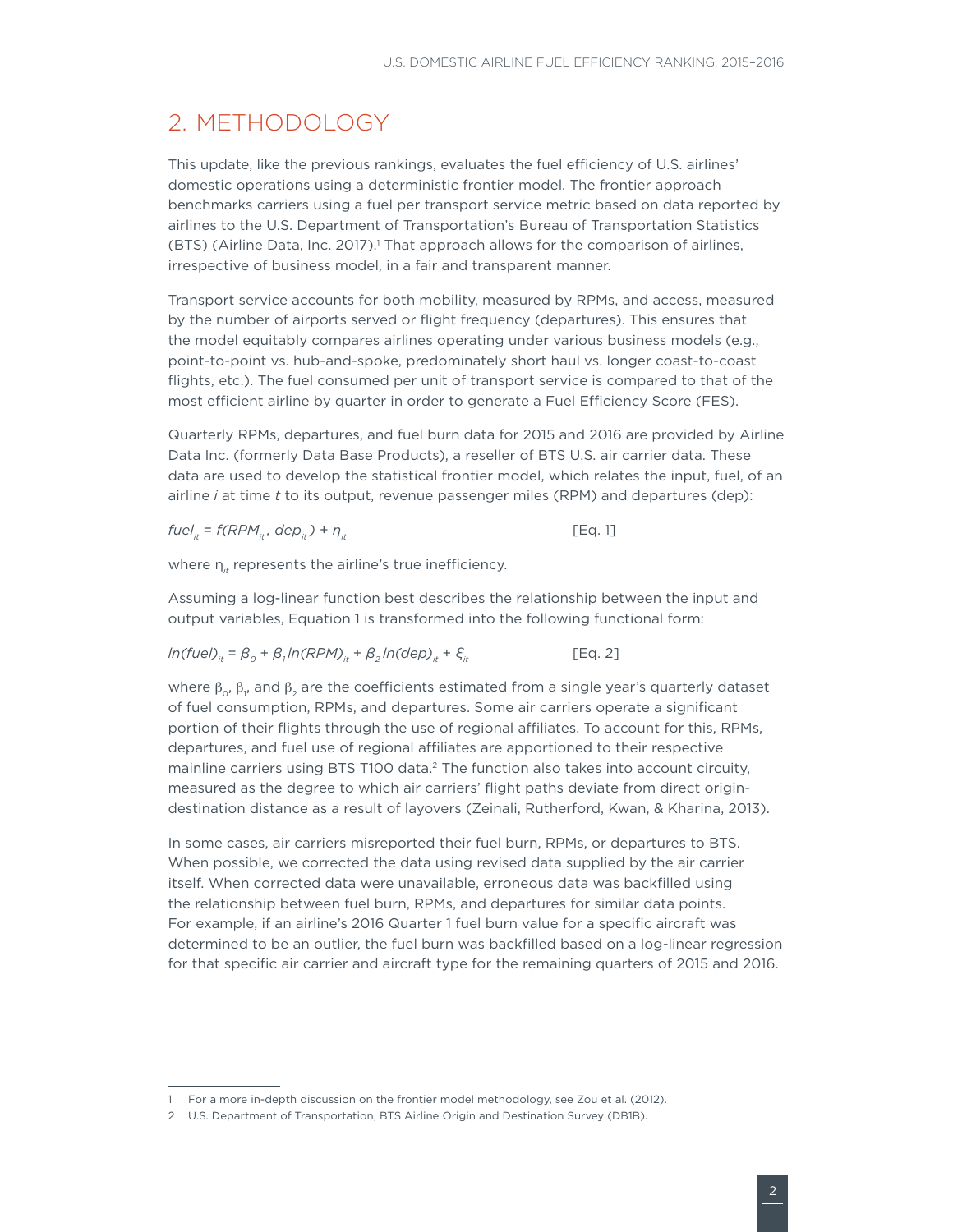## 2. METHODOLOGY

This update, like the previous rankings, evaluates the fuel efficiency of U.S. airlines' domestic operations using a deterministic frontier model. The frontier approach benchmarks carriers using a fuel per transport service metric based on data reported by airlines to the U.S. Department of Transportation's Bureau of Transportation Statistics (BTS) (Airline Data, Inc. 2017).[1] That approach allows for the comparison of airlines, irrespective of business model, in a fair and transparent manner.

Transport service accounts for both mobility, measured by RPMs, and access, measured by the number of airports served or flight frequency (departures). This ensures that the model equitably compares airlines operating under various business models (e.g., point-to-point vs. hub-and-spoke, predominately short haul vs. longer coast-to-coast flights, etc.). The fuel consumed per unit of transport service is compared to that of the most efficient airline by quarter in order to generate a Fuel Efficiency Score (FES).

Quarterly RPMs, departures, and fuel burn data for 2015 and 2016 are provided by Airline Data Inc. (formerly Data Base Products), a reseller of BTS U.S. air carrier data. These data are used to develop the statistical frontier model, which relates the input, fuel, of an airline *i* at time *t* to its output, revenue passenger miles (RPM) and departures (dep):

$$fuel_{it} = f(RPM_{it}, dep_{it}) + \eta_{it} \quad \text{[Eq. 1]}$$

where $\eta_{it}$ represents the airline's true inefficiency.

Assuming a log-linear function best describes the relationship between the input and output variables, Equation 1 is transformed into the following functional form:

$$ln(fuel)_{it} = \beta_0 + \beta_1 ln(RPM)_{it} + \beta_2 ln(dep)_{it} + \xi_{it} \quad \text{[Eq. 2]}$$

where $\beta_0$, $\beta_1$, and $\beta_2$ are the coefficients estimated from a single year's quarterly dataset of fuel consumption, RPMs, and departures. Some air carriers operate a significant portion of their flights through the use of regional affiliates. To account for this, RPMs, departures, and fuel use of regional affiliates are apportioned to their respective mainline carriers using BTS T100 data.[2] The function also takes into account circuity, measured as the degree to which air carriers' flight paths deviate from direct origin-destination distance as a result of layovers (Zeinali, Rutherford, Kwan, & Kharina, 2013).

In some cases, air carriers misreported their fuel burn, RPMs, or departures to BTS. When possible, we corrected the data using revised data supplied by the air carrier itself. When corrected data were unavailable, erroneous data was backfilled using the relationship between fuel burn, RPMs, and departures for similar data points. For example, if an airline's 2016 Quarter 1 fuel burn value for a specific aircraft was determined to be an outlier, the fuel burn was backfilled based on a log-linear regression for that specific air carrier and aircraft type for the remaining quarters of 2015 and 2016.

---

1 For a more in-depth discussion on the frontier model methodology, see Zou et al. (2012).

2 U.S. Department of Transportation, BTS Airline Origin and Destination Survey (DB1B).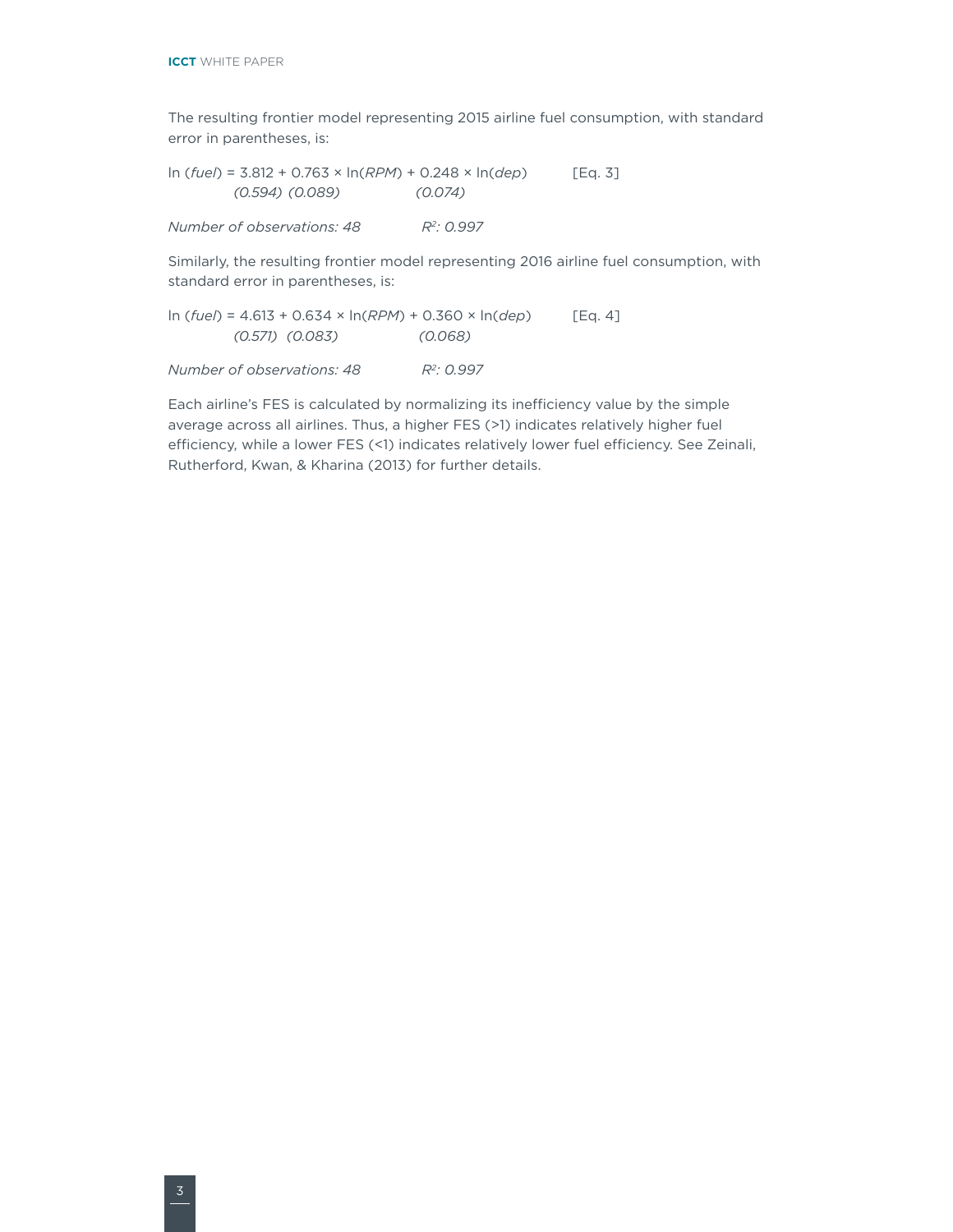The resulting frontier model representing 2015 airline fuel consumption, with standard error in parentheses, is:

$$\ln(fuel) = \underset{(0.594)}{3.812} + \underset{(0.089)}{0.763} \times \ln(RPM) + \underset{(0.074)}{0.248} \times \ln(dep) \qquad \text{[Eq. 3]}$$

*Number of observations: 48* *$R^2$: 0.997*

Similarly, the resulting frontier model representing 2016 airline fuel consumption, with standard error in parentheses, is:

$$\ln(fuel) = \underset{(0.571)}{4.613} + \underset{(0.083)}{0.634} \times \ln(RPM) + \underset{(0.068)}{0.360} \times \ln(dep) \qquad \text{[Eq. 4]}$$

*Number of observations: 48* *$R^2$: 0.997*

Each airline's FES is calculated by normalizing its inefficiency value by the simple average across all airlines. Thus, a higher FES (>1) indicates relatively higher fuel efficiency, while a lower FES (<1) indicates relatively lower fuel efficiency. See Zeinali, Rutherford, Kwan, & Kharina (2013) for further details.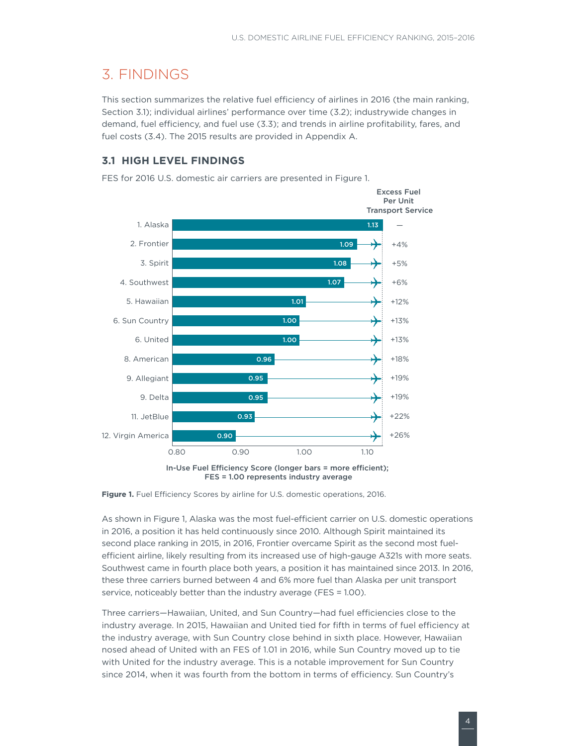# 3. FINDINGS

This section summarizes the relative fuel efficiency of airlines in 2016 (the main ranking, Section 3.1); individual airlines' performance over time (3.2); industrywide changes in demand, fuel efficiency, and fuel use (3.3); and trends in airline profitability, fares, and fuel costs (3.4). The 2015 results are provided in Appendix A.

## 3.1 HIGH LEVEL FINDINGS

FES for 2016 U.S. domestic air carriers are presented in Figure 1.

| Airline | In-Use Fuel Efficiency Score | Excess Fuel Per Unit Transport Service |
|---|---|---|
| 1. Alaska | 1.13 | — |
| 2. Frontier | 1.09 | +4% |
| 3. Spirit | 1.08 | +5% |
| 4. Southwest | 1.07 | +6% |
| 5. Hawaiian | 1.01 | +12% |
| 6. Sun Country | 1.00 | +13% |
| 6. United | 1.00 | +13% |
| 8. American | 0.96 | +18% |
| 9. Allegiant | 0.95 | +19% |
| 9. Delta | 0.95 | +19% |
| 11. JetBlue | 0.93 | +22% |
| 12. Virgin America | 0.90 | +26% |

In-Use Fuel Efficiency Score (longer bars = more efficient); FES = 1.00 represents industry average

**Figure 1.** Fuel Efficiency Scores by airline for U.S. domestic operations, 2016.

As shown in Figure 1, Alaska was the most fuel-efficient carrier on U.S. domestic operations in 2016, a position it has held continuously since 2010. Although Spirit maintained its second place ranking in 2015, in 2016, Frontier overcame Spirit as the second most fuel-efficient airline, likely resulting from its increased use of high-gauge A321s with more seats. Southwest came in fourth place both years, a position it has maintained since 2013. In 2016, these three carriers burned between 4 and 6% more fuel than Alaska per unit transport service, noticeably better than the industry average (FES = 1.00).

Three carriers—Hawaiian, United, and Sun Country—had fuel efficiencies close to the industry average. In 2015, Hawaiian and United tied for fifth in terms of fuel efficiency at the industry average, with Sun Country close behind in sixth place. However, Hawaiian nosed ahead of United with an FES of 1.01 in 2016, while Sun Country moved up to tie with United for the industry average. This is a notable improvement for Sun Country since 2014, when it was fourth from the bottom in terms of efficiency. Sun Country's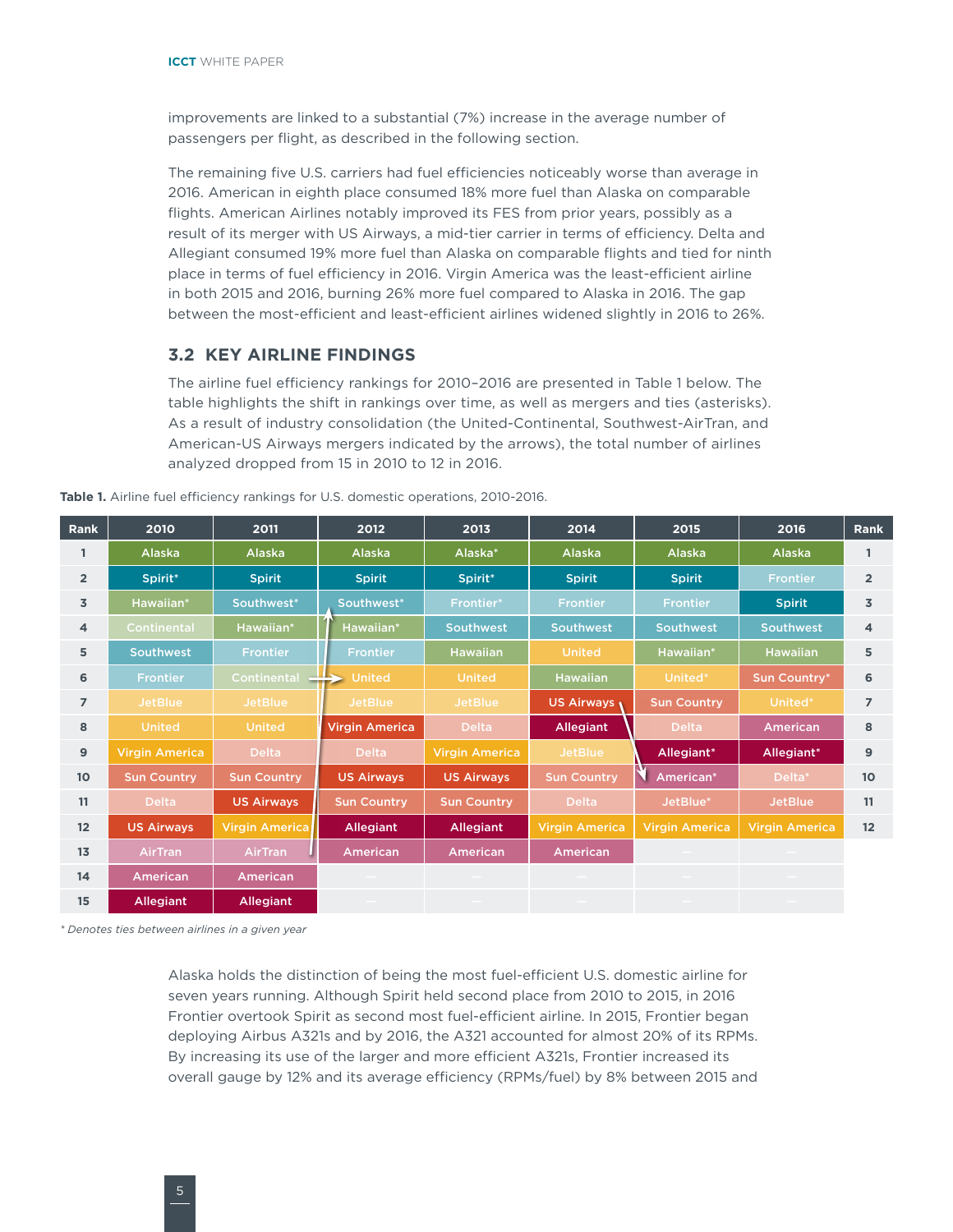improvements are linked to a substantial (7%) increase in the average number of passengers per flight, as described in the following section.

The remaining five U.S. carriers had fuel efficiencies noticeably worse than average in 2016. American in eighth place consumed 18% more fuel than Alaska on comparable flights. American Airlines notably improved its FES from prior years, possibly as a result of its merger with US Airways, a mid-tier carrier in terms of efficiency. Delta and Allegiant consumed 19% more fuel than Alaska on comparable flights and tied for ninth place in terms of fuel efficiency in 2016. Virgin America was the least-efficient airline in both 2015 and 2016, burning 26% more fuel compared to Alaska in 2016. The gap between the most-efficient and least-efficient airlines widened slightly in 2016 to 26%.

## 3.2 KEY AIRLINE FINDINGS

The airline fuel efficiency rankings for 2010–2016 are presented in Table 1 below. The table highlights the shift in rankings over time, as well as mergers and ties (asterisks). As a result of industry consolidation (the United-Continental, Southwest-AirTran, and American-US Airways mergers indicated by the arrows), the total number of airlines analyzed dropped from 15 in 2010 to 12 in 2016.

**Table 1.** Airline fuel efficiency rankings for U.S. domestic operations, 2010-2016.

| Rank | 2010 | 2011 | 2012 | 2013 | 2014 | 2015 | 2016 | Rank |
|---|---|---|---|---|---|---|---|---|
| 1 | Alaska | Alaska | Alaska | Alaska* | Alaska | Alaska | Alaska | 1 |
| 2 | Spirit* | Spirit | Spirit | Spirit* | Spirit | Spirit | Frontier | 2 |
| 3 | Hawaiian* | Southwest* | Southwest* | Frontier* | Frontier | Frontier | Spirit | 3 |
| 4 | Continental | Hawaiian* | Hawaiian* | Southwest | Southwest | Southwest | Southwest | 4 |
| 5 | Southwest | Frontier | Frontier | Hawaiian | United | Hawaiian* | Hawaiian | 5 |
| 6 | Frontier | Continental | United | United | Hawaiian | United* | Sun Country* | 6 |
| 7 | JetBlue | JetBlue | JetBlue | JetBlue | US Airways | Sun Country | United* | 7 |
| 8 | United | United | Virgin America | Delta | Allegiant | Delta | American | 8 |
| 9 | Virgin America | Delta | Delta | Virgin America | JetBlue | Allegiant* | Allegiant* | 9 |
| 10 | Sun Country | Sun Country | US Airways | US Airways | Sun Country | American* | Delta* | 10 |
| 11 | Delta | US Airways | Sun Country | Sun Country | Delta | JetBlue* | JetBlue | 11 |
| 12 | US Airways | Virgin America | Allegiant | Allegiant | Virgin America | Virgin America | Virgin America | 12 |
| 13 | AirTran | AirTran | American | American | American | — | — | |
| 14 | American | American | — | — | — | — | — | |
| 15 | Allegiant | Allegiant | — | — | — | — | — | |

*\* Denotes ties between airlines in a given year*

Alaska holds the distinction of being the most fuel-efficient U.S. domestic airline for seven years running. Although Spirit held second place from 2010 to 2015, in 2016 Frontier overtook Spirit as second most fuel-efficient airline. In 2015, Frontier began deploying Airbus A321s and by 2016, the A321 accounted for almost 20% of its RPMs. By increasing its use of the larger and more efficient A321s, Frontier increased its overall gauge by 12% and its average efficiency (RPMs/fuel) by 8% between 2015 and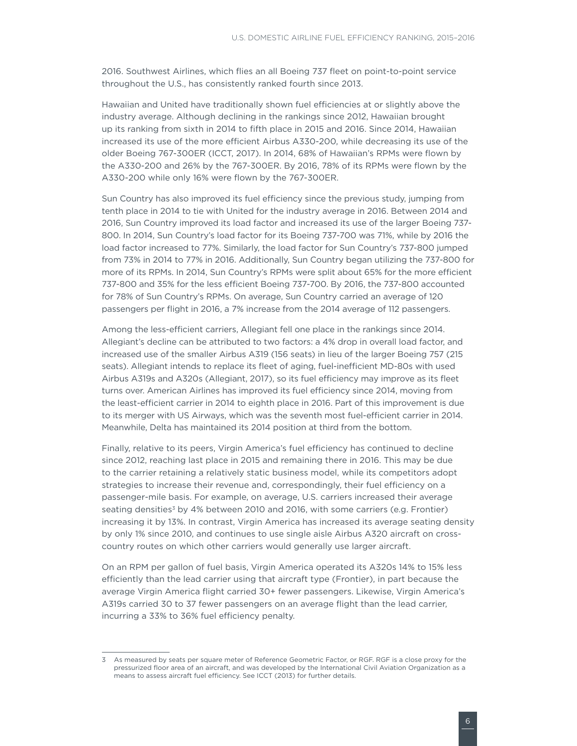2016. Southwest Airlines, which flies an all Boeing 737 fleet on point-to-point service throughout the U.S., has consistently ranked fourth since 2013.

Hawaiian and United have traditionally shown fuel efficiencies at or slightly above the industry average. Although declining in the rankings since 2012, Hawaiian brought up its ranking from sixth in 2014 to fifth place in 2015 and 2016. Since 2014, Hawaiian increased its use of the more efficient Airbus A330-200, while decreasing its use of the older Boeing 767-300ER (ICCT, 2017). In 2014, 68% of Hawaiian's RPMs were flown by the A330-200 and 26% by the 767-300ER. By 2016, 78% of its RPMs were flown by the A330-200 while only 16% were flown by the 767-300ER.

Sun Country has also improved its fuel efficiency since the previous study, jumping from tenth place in 2014 to tie with United for the industry average in 2016. Between 2014 and 2016, Sun Country improved its load factor and increased its use of the larger Boeing 737-800. In 2014, Sun Country's load factor for its Boeing 737-700 was 71%, while by 2016 the load factor increased to 77%. Similarly, the load factor for Sun Country's 737-800 jumped from 73% in 2014 to 77% in 2016. Additionally, Sun Country began utilizing the 737-800 for more of its RPMs. In 2014, Sun Country's RPMs were split about 65% for the more efficient 737-800 and 35% for the less efficient Boeing 737-700. By 2016, the 737-800 accounted for 78% of Sun Country's RPMs. On average, Sun Country carried an average of 120 passengers per flight in 2016, a 7% increase from the 2014 average of 112 passengers.

Among the less-efficient carriers, Allegiant fell one place in the rankings since 2014. Allegiant's decline can be attributed to two factors: a 4% drop in overall load factor, and increased use of the smaller Airbus A319 (156 seats) in lieu of the larger Boeing 757 (215 seats). Allegiant intends to replace its fleet of aging, fuel-inefficient MD-80s with used Airbus A319s and A320s (Allegiant, 2017), so its fuel efficiency may improve as its fleet turns over. American Airlines has improved its fuel efficiency since 2014, moving from the least-efficient carrier in 2014 to eighth place in 2016. Part of this improvement is due to its merger with US Airways, which was the seventh most fuel-efficient carrier in 2014. Meanwhile, Delta has maintained its 2014 position at third from the bottom.

Finally, relative to its peers, Virgin America's fuel efficiency has continued to decline since 2012, reaching last place in 2015 and remaining there in 2016. This may be due to the carrier retaining a relatively static business model, while its competitors adopt strategies to increase their revenue and, correspondingly, their fuel efficiency on a passenger-mile basis. For example, on average, U.S. carriers increased their average seating densities[3] by 4% between 2010 and 2016, with some carriers (e.g. Frontier) increasing it by 13%. In contrast, Virgin America has increased its average seating density by only 1% since 2010, and continues to use single aisle Airbus A320 aircraft on cross-country routes on which other carriers would generally use larger aircraft.

On an RPM per gallon of fuel basis, Virgin America operated its A320s 14% to 15% less efficiently than the lead carrier using that aircraft type (Frontier), in part because the average Virgin America flight carried 30+ fewer passengers. Likewise, Virgin America's A319s carried 30 to 37 fewer passengers on an average flight than the lead carrier, incurring a 33% to 36% fuel efficiency penalty.

---

3 As measured by seats per square meter of Reference Geometric Factor, or RGF. RGF is a close proxy for the pressurized floor area of an aircraft, and was developed by the International Civil Aviation Organization as a means to assess aircraft fuel efficiency. See ICCT (2013) for further details.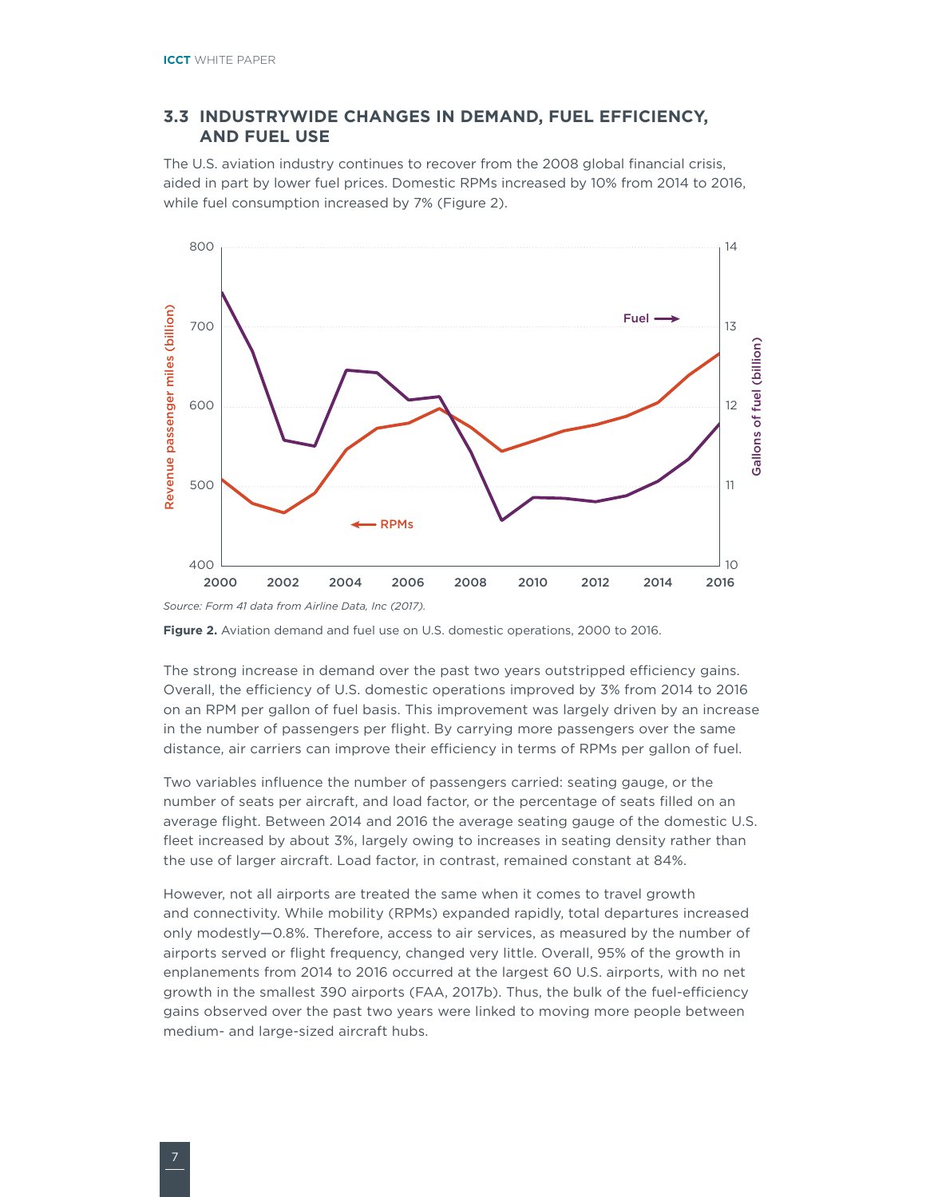## 3.3 INDUSTRYWIDE CHANGES IN DEMAND, FUEL EFFICIENCY, AND FUEL USE

The U.S. aviation industry continues to recover from the 2008 global financial crisis, aided in part by lower fuel prices. Domestic RPMs increased by 10% from 2014 to 2016, while fuel consumption increased by 7% (Figure 2).

*Source: Form 41 data from Airline Data, Inc (2017).*

**Figure 2.** Aviation demand and fuel use on U.S. domestic operations, 2000 to 2016.

The strong increase in demand over the past two years outstripped efficiency gains. Overall, the efficiency of U.S. domestic operations improved by 3% from 2014 to 2016 on an RPM per gallon of fuel basis. This improvement was largely driven by an increase in the number of passengers per flight. By carrying more passengers over the same distance, air carriers can improve their efficiency in terms of RPMs per gallon of fuel.

Two variables influence the number of passengers carried: seating gauge, or the number of seats per aircraft, and load factor, or the percentage of seats filled on an average flight. Between 2014 and 2016 the average seating gauge of the domestic U.S. fleet increased by about 3%, largely owing to increases in seating density rather than the use of larger aircraft. Load factor, in contrast, remained constant at 84%.

However, not all airports are treated the same when it comes to travel growth and connectivity. While mobility (RPMs) expanded rapidly, total departures increased only modestly—0.8%. Therefore, access to air services, as measured by the number of airports served or flight frequency, changed very little. Overall, 95% of the growth in enplanements from 2014 to 2016 occurred at the largest 60 U.S. airports, with no net growth in the smallest 390 airports (FAA, 2017b). Thus, the bulk of the fuel-efficiency gains observed over the past two years were linked to moving more people between medium- and large-sized aircraft hubs.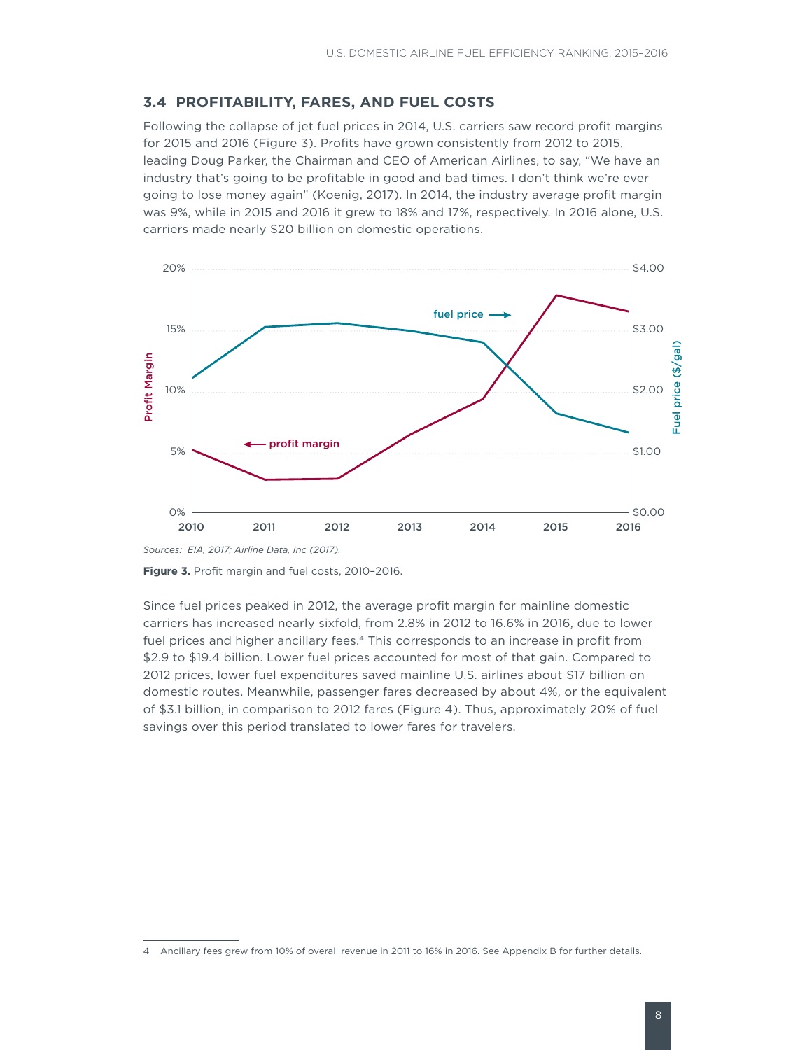## 3.4 PROFITABILITY, FARES, AND FUEL COSTS

Following the collapse of jet fuel prices in 2014, U.S. carriers saw record profit margins for 2015 and 2016 (Figure 3). Profits have grown consistently from 2012 to 2015, leading Doug Parker, the Chairman and CEO of American Airlines, to say, "We have an industry that's going to be profitable in good and bad times. I don't think we're ever going to lose money again" (Koenig, 2017). In 2014, the industry average profit margin was 9%, while in 2015 and 2016 it grew to 18% and 17%, respectively. In 2016 alone, U.S. carriers made nearly $20 billion on domestic operations.

*Sources: EIA, 2017; Airline Data, Inc (2017).*

**Figure 3.** Profit margin and fuel costs, 2010–2016.

Since fuel prices peaked in 2012, the average profit margin for mainline domestic carriers has increased nearly sixfold, from 2.8% in 2012 to 16.6% in 2016, due to lower fuel prices and higher ancillary fees.[4] This corresponds to an increase in profit from $2.9 to $19.4 billion. Lower fuel prices accounted for most of that gain. Compared to 2012 prices, lower fuel expenditures saved mainline U.S. airlines about $17 billion on domestic routes. Meanwhile, passenger fares decreased by about 4%, or the equivalent of $3.1 billion, in comparison to 2012 fares (Figure 4). Thus, approximately 20% of fuel savings over this period translated to lower fares for travelers.

4 Ancillary fees grew from 10% of overall revenue in 2011 to 16% in 2016. See Appendix B for further details.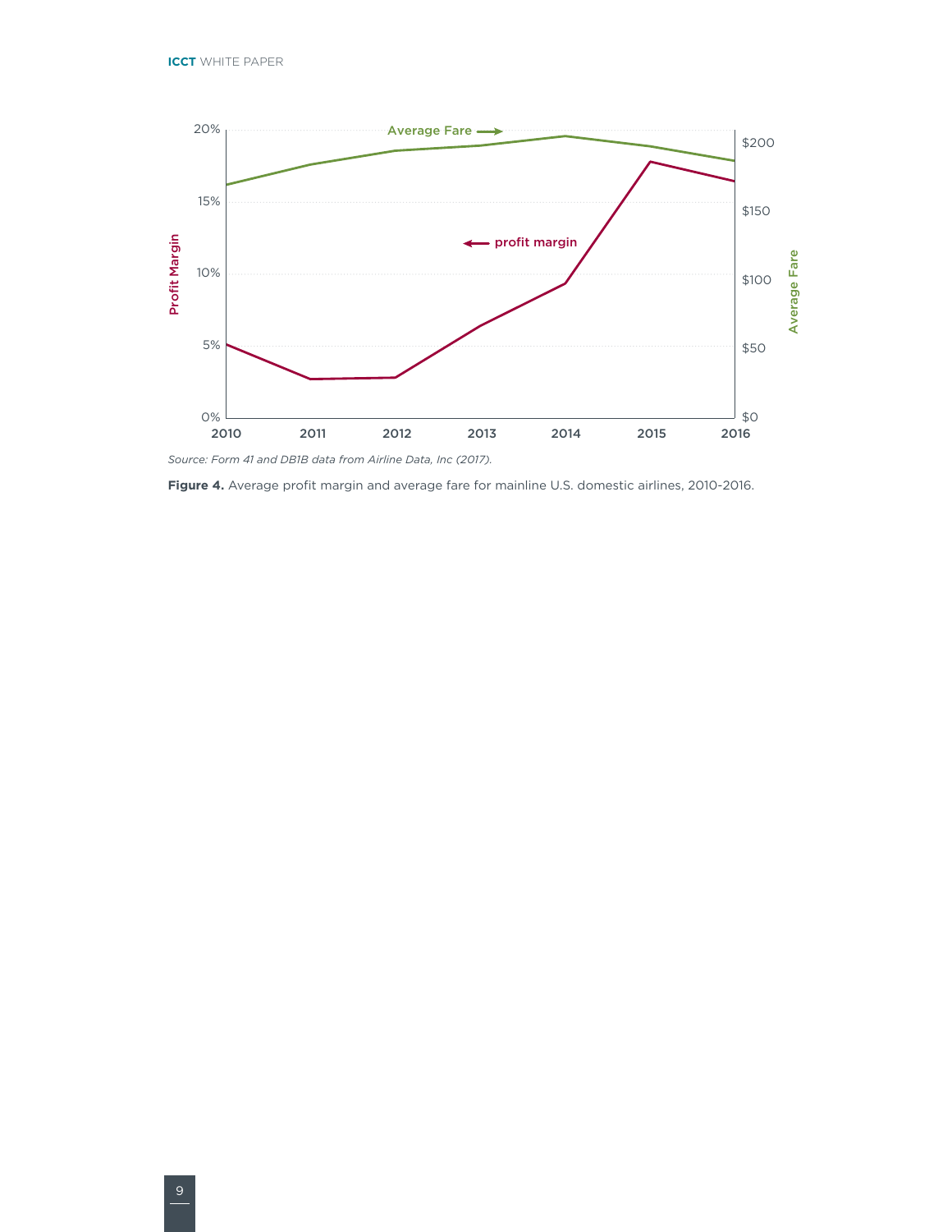Source: Form 41 and DB1B data from Airline Data, Inc (2017).

**Figure 4.** Average profit margin and average fare for mainline U.S. domestic airlines, 2010-2016.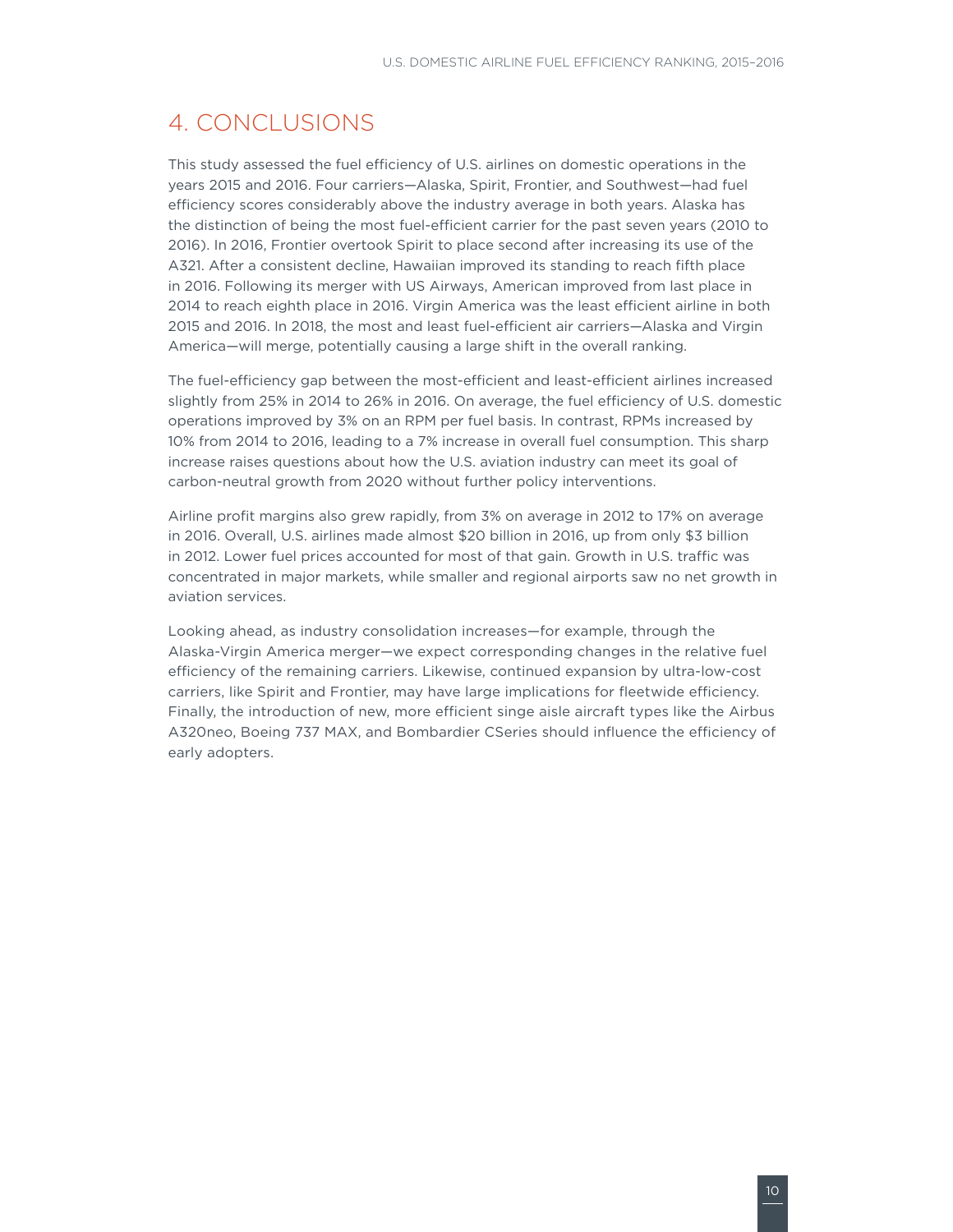## 4. CONCLUSIONS

This study assessed the fuel efficiency of U.S. airlines on domestic operations in the years 2015 and 2016. Four carriers—Alaska, Spirit, Frontier, and Southwest—had fuel efficiency scores considerably above the industry average in both years. Alaska has the distinction of being the most fuel-efficient carrier for the past seven years (2010 to 2016). In 2016, Frontier overtook Spirit to place second after increasing its use of the A321. After a consistent decline, Hawaiian improved its standing to reach fifth place in 2016. Following its merger with US Airways, American improved from last place in 2014 to reach eighth place in 2016. Virgin America was the least efficient airline in both 2015 and 2016. In 2018, the most and least fuel-efficient air carriers—Alaska and Virgin America—will merge, potentially causing a large shift in the overall ranking.

The fuel-efficiency gap between the most-efficient and least-efficient airlines increased slightly from 25% in 2014 to 26% in 2016. On average, the fuel efficiency of U.S. domestic operations improved by 3% on an RPM per fuel basis. In contrast, RPMs increased by 10% from 2014 to 2016, leading to a 7% increase in overall fuel consumption. This sharp increase raises questions about how the U.S. aviation industry can meet its goal of carbon-neutral growth from 2020 without further policy interventions.

Airline profit margins also grew rapidly, from 3% on average in 2012 to 17% on average in 2016. Overall, U.S. airlines made almost $20 billion in 2016, up from only $3 billion in 2012. Lower fuel prices accounted for most of that gain. Growth in U.S. traffic was concentrated in major markets, while smaller and regional airports saw no net growth in aviation services.

Looking ahead, as industry consolidation increases—for example, through the Alaska-Virgin America merger—we expect corresponding changes in the relative fuel efficiency of the remaining carriers. Likewise, continued expansion by ultra-low-cost carriers, like Spirit and Frontier, may have large implications for fleetwide efficiency. Finally, the introduction of new, more efficient singe aisle aircraft types like the Airbus A320neo, Boeing 737 MAX, and Bombardier CSeries should influence the efficiency of early adopters.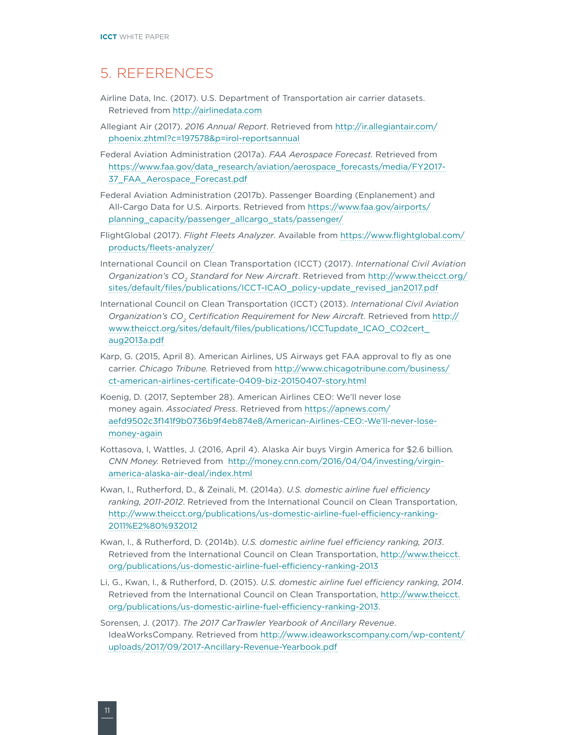# 5. REFERENCES

Airline Data, Inc. (2017). U.S. Department of Transportation air carrier datasets. Retrieved from http://airlinedata.com

Allegiant Air (2017). *2016 Annual Report*. Retrieved from http://ir.allegiantair.com/phoenix.zhtml?c=197578&p=irol-reportsannual

Federal Aviation Administration (2017a). *FAA Aerospace Forecast.* Retrieved from https://www.faa.gov/data_research/aviation/aerospace_forecasts/media/FY2017-37_FAA_Aerospace_Forecast.pdf

Federal Aviation Administration (2017b). Passenger Boarding (Enplanement) and All-Cargo Data for U.S. Airports. Retrieved from https://www.faa.gov/airports/planning_capacity/passenger_allcargo_stats/passenger/

FlightGlobal (2017). *Flight Fleets Analyzer*. Available from https://www.flightglobal.com/products/fleets-analyzer/

International Council on Clean Transportation (ICCT) (2017). *International Civil Aviation Organization's $CO_2$ Standard for New Aircraft*. Retrieved from http://www.theicct.org/sites/default/files/publications/ICCT-ICAO_policy-update_revised_jan2017.pdf

International Council on Clean Transportation (ICCT) (2013). *International Civil Aviation Organization's $CO_2$ Certification Requirement for New Aircraft.* Retrieved from http://www.theicct.org/sites/default/files/publications/ICCTupdate_ICAO_CO2cert_aug2013a.pdf

Karp, G. (2015, April 8). American Airlines, US Airways get FAA approval to fly as one carrier. *Chicago Tribune.* Retrieved from http://www.chicagotribune.com/business/ct-american-airlines-certificate-0409-biz-20150407-story.html

Koenig, D. (2017, September 28). American Airlines CEO: We'll never lose money again. *Associated Press*. Retrieved from https://apnews.com/aefd9502c3f141f9b0736b9f4eb874e8/American-Airlines-CEO:-We'll-never-lose-money-again

Kottasova, I, Wattles, J. (2016, April 4). Alaska Air buys Virgin America for $2.6 billion. *CNN Money.* Retrieved from http://money.cnn.com/2016/04/04/investing/virgin-america-alaska-air-deal/index.html

Kwan, I., Rutherford, D., & Zeinali, M. (2014a). *U.S. domestic airline fuel efficiency ranking, 2011-2012*. Retrieved from the International Council on Clean Transportation, http://www.theicct.org/publications/us-domestic-airline-fuel-efficiency-ranking-2011%E2%80%932012

Kwan, I., & Rutherford, D. (2014b). *U.S. domestic airline fuel efficiency ranking, 2013*. Retrieved from the International Council on Clean Transportation, http://www.theicct.org/publications/us-domestic-airline-fuel-efficiency-ranking-2013

Li, G., Kwan, I., & Rutherford, D. (2015). *U.S. domestic airline fuel efficiency ranking, 2014*. Retrieved from the International Council on Clean Transportation, http://www.theicct.org/publications/us-domestic-airline-fuel-efficiency-ranking-2013.

Sorensen, J. (2017). *The 2017 CarTrawler Yearbook of Ancillary Revenue*. IdeaWorksCompany. Retrieved from http://www.ideaworkscompany.com/wp-content/uploads/2017/09/2017-Ancillary-Revenue-Yearbook.pdf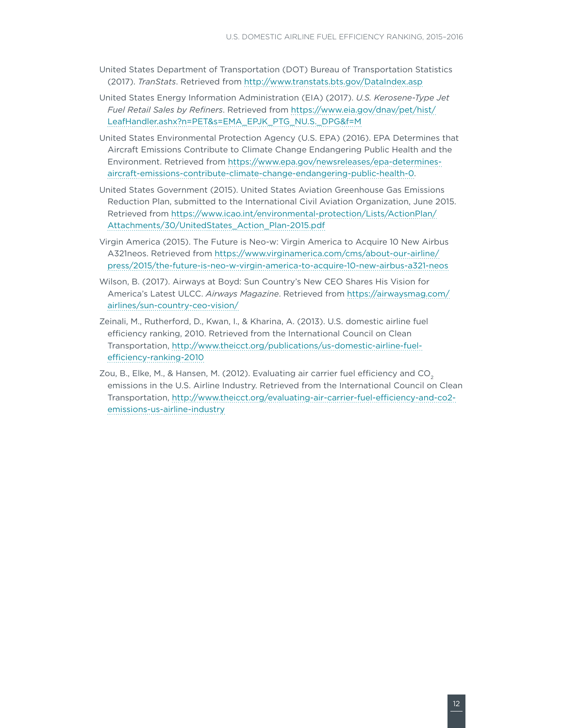United States Department of Transportation (DOT) Bureau of Transportation Statistics (2017). *TranStats*. Retrieved from http://www.transtats.bts.gov/DataIndex.asp

United States Energy Information Administration (EIA) (2017). *U.S. Kerosene-Type Jet Fuel Retail Sales by Refiners*. Retrieved from https://www.eia.gov/dnav/pet/hist/LeafHandler.ashx?n=PET&s=EMA_EPJK_PTG_NUS_DPG&f=M

United States Environmental Protection Agency (U.S. EPA) (2016). EPA Determines that Aircraft Emissions Contribute to Climate Change Endangering Public Health and the Environment. Retrieved from https://www.epa.gov/newsreleases/epa-determines-aircraft-emissions-contribute-climate-change-endangering-public-health-0.

United States Government (2015). United States Aviation Greenhouse Gas Emissions Reduction Plan, submitted to the International Civil Aviation Organization, June 2015. Retrieved from https://www.icao.int/environmental-protection/Lists/ActionPlan/Attachments/30/UnitedStates_Action_Plan-2015.pdf

Virgin America (2015). The Future is Neo-w: Virgin America to Acquire 10 New Airbus A321neos. Retrieved from https://www.virginamerica.com/cms/about-our-airline/press/2015/the-future-is-neo-w-virgin-america-to-acquire-10-new-airbus-a321-neos

Wilson, B. (2017). Airways at Boyd: Sun Country's New CEO Shares His Vision for America's Latest ULCC. *Airways Magazine*. Retrieved from https://airwaysmag.com/airlines/sun-country-ceo-vision/

Zeinali, M., Rutherford, D., Kwan, I., & Kharina, A. (2013). U.S. domestic airline fuel efficiency ranking, 2010. Retrieved from the International Council on Clean Transportation, http://www.theicct.org/publications/us-domestic-airline-fuel-efficiency-ranking-2010

Zou, B., Elke, M., & Hansen, M. (2012). Evaluating air carrier fuel efficiency and $CO_2$ emissions in the U.S. Airline Industry. Retrieved from the International Council on Clean Transportation, http://www.theicct.org/evaluating-air-carrier-fuel-efficiency-and-co2-emissions-us-airline-industry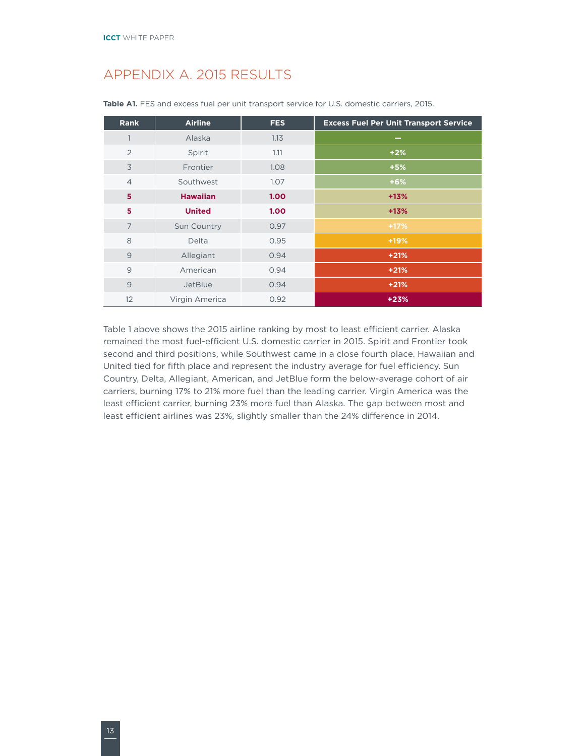# APPENDIX A. 2015 RESULTS

**Table A1.** FES and excess fuel per unit transport service for U.S. domestic carriers, 2015.

| Rank | Airline | FES | Excess Fuel Per Unit Transport Service |
|---|---|---|---|
| 1 | Alaska | 1.13 | — |
| 2 | Spirit | 1.11 | +2% |
| 3 | Frontier | 1.08 | +5% |
| 4 | Southwest | 1.07 | +6% |
| **5** | **Hawaiian** | **1.00** | **+13%** |
| **5** | **United** | **1.00** | **+13%** |
| 7 | Sun Country | 0.97 | +17% |
| 8 | Delta | 0.95 | +19% |
| 9 | Allegiant | 0.94 | +21% |
| 9 | American | 0.94 | +21% |
| 9 | JetBlue | 0.94 | +21% |
| 12 | Virgin America | 0.92 | +23% |

Table 1 above shows the 2015 airline ranking by most to least efficient carrier. Alaska remained the most fuel-efficient U.S. domestic carrier in 2015. Spirit and Frontier took second and third positions, while Southwest came in a close fourth place. Hawaiian and United tied for fifth place and represent the industry average for fuel efficiency. Sun Country, Delta, Allegiant, American, and JetBlue form the below-average cohort of air carriers, burning 17% to 21% more fuel than the leading carrier. Virgin America was the least efficient carrier, burning 23% more fuel than Alaska. The gap between most and least efficient airlines was 23%, slightly smaller than the 24% difference in 2014.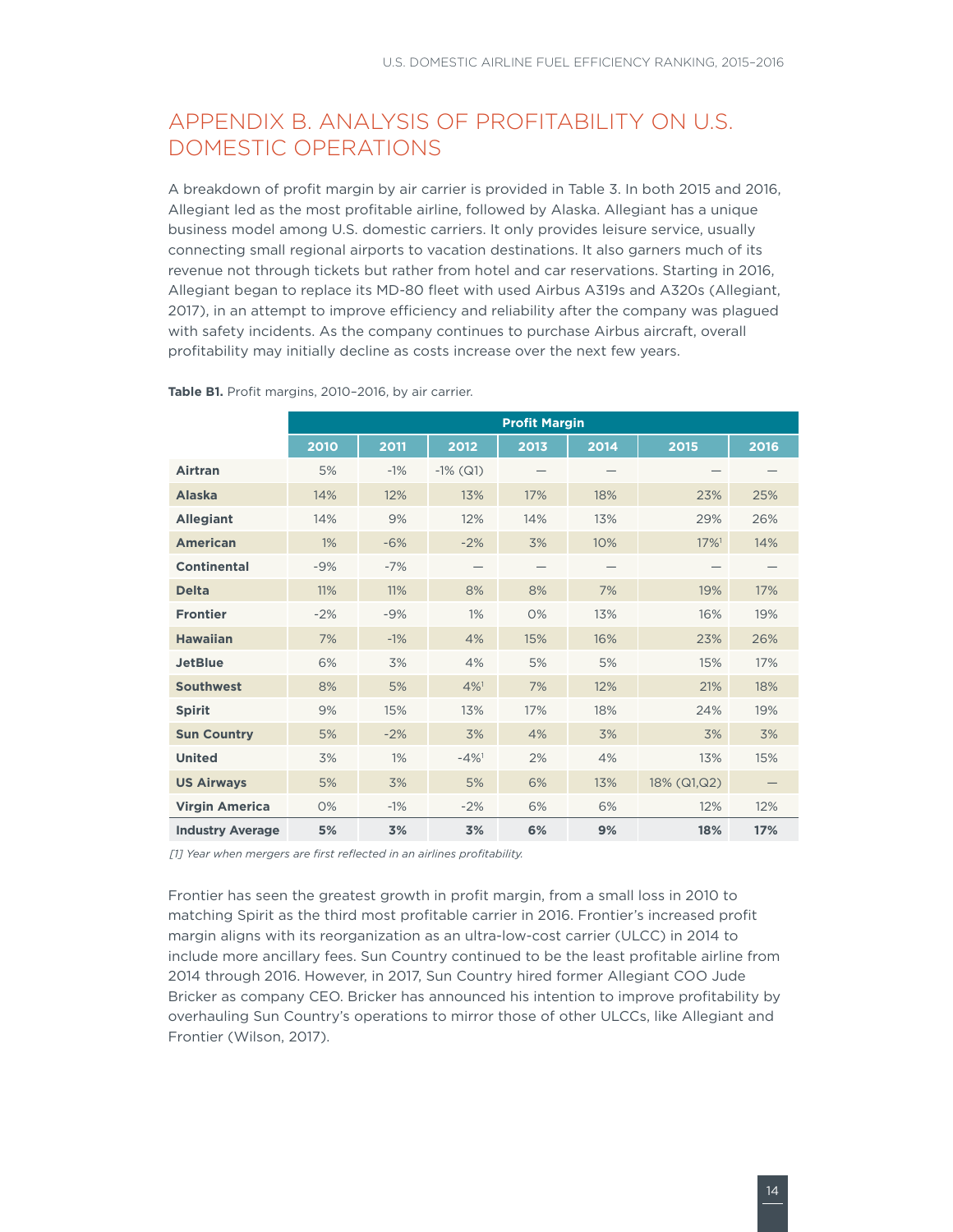# APPENDIX B. ANALYSIS OF PROFITABILITY ON U.S. DOMESTIC OPERATIONS

A breakdown of profit margin by air carrier is provided in Table 3. In both 2015 and 2016, Allegiant led as the most profitable airline, followed by Alaska. Allegiant has a unique business model among U.S. domestic carriers. It only provides leisure service, usually connecting small regional airports to vacation destinations. It also garners much of its revenue not through tickets but rather from hotel and car reservations. Starting in 2016, Allegiant began to replace its MD-80 fleet with used Airbus A319s and A320s (Allegiant, 2017), in an attempt to improve efficiency and reliability after the company was plagued with safety incidents. As the company continues to purchase Airbus aircraft, overall profitability may initially decline as costs increase over the next few years.

**Table B1.** Profit margins, 2010–2016, by air carrier.

| | Profit Margin | | | | | | |
|---|---|---|---|---|---|---|---|
| | 2010 | 2011 | 2012 | 2013 | 2014 | 2015 | 2016 |
| **Airtran** | 5% | -1% | -1% (Q1) | — | — | — | — |
| **Alaska** | 14% | 12% | 13% | 17% | 18% | 23% | 25% |
| **Allegiant** | 14% | 9% | 12% | 14% | 13% | 29% | 26% |
| **American** | 1% | -6% | -2% | 3% | 10% | 17%[1] | 14% |
| **Continental** | -9% | -7% | — | — | — | — | — |
| **Delta** | 11% | 11% | 8% | 8% | 7% | 19% | 17% |
| **Frontier** | -2% | -9% | 1% | 0% | 13% | 16% | 19% |
| **Hawaiian** | 7% | -1% | 4% | 15% | 16% | 23% | 26% |
| **JetBlue** | 6% | 3% | 4% | 5% | 5% | 15% | 17% |
| **Southwest** | 8% | 5% | 4%[1] | 7% | 12% | 21% | 18% |
| **Spirit** | 9% | 15% | 13% | 17% | 18% | 24% | 19% |
| **Sun Country** | 5% | -2% | 3% | 4% | 3% | 3% | 3% |
| **United** | 3% | 1% | -4%[1] | 2% | 4% | 13% | 15% |
| **US Airways** | 5% | 3% | 5% | 6% | 13% | 18% (Q1,Q2) | — |
| **Virgin America** | 0% | -1% | -2% | 6% | 6% | 12% | 12% |
| **Industry Average** | **5%** | **3%** | **3%** | **6%** | **9%** | **18%** | **17%** |

*[1] Year when mergers are first reflected in an airlines profitability.*

Frontier has seen the greatest growth in profit margin, from a small loss in 2010 to matching Spirit as the third most profitable carrier in 2016. Frontier's increased profit margin aligns with its reorganization as an ultra-low-cost carrier (ULCC) in 2014 to include more ancillary fees. Sun Country continued to be the least profitable airline from 2014 through 2016. However, in 2017, Sun Country hired former Allegiant COO Jude Bricker as company CEO. Bricker has announced his intention to improve profitability by overhauling Sun Country's operations to mirror those of other ULCCs, like Allegiant and Frontier (Wilson, 2017).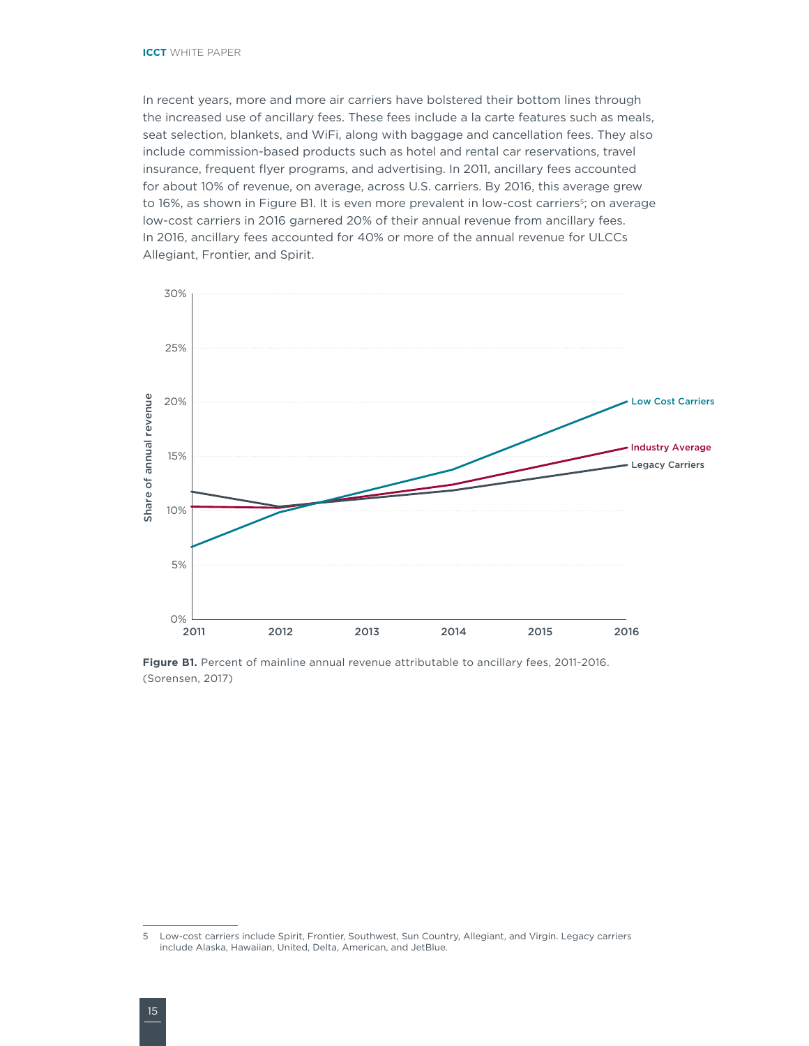In recent years, more and more air carriers have bolstered their bottom lines through the increased use of ancillary fees. These fees include a la carte features such as meals, seat selection, blankets, and WiFi, along with baggage and cancellation fees. They also include commission-based products such as hotel and rental car reservations, travel insurance, frequent flyer programs, and advertising. In 2011, ancillary fees accounted for about 10% of revenue, on average, across U.S. carriers. By 2016, this average grew to 16%, as shown in Figure B1. It is even more prevalent in low-cost carriers[5]; on average low-cost carriers in 2016 garnered 20% of their annual revenue from ancillary fees. In 2016, ancillary fees accounted for 40% or more of the annual revenue for ULCCs Allegiant, Frontier, and Spirit.

Share of annual revenue

30%
25%
20%
15%
10%
5%
0%

2011
2012
2013
2014
2015
2016

Low Cost Carriers
Industry Average
Legacy Carriers

**Figure B1.** Percent of mainline annual revenue attributable to ancillary fees, 2011-2016. (Sorensen, 2017)

5 Low-cost carriers include Spirit, Frontier, Southwest, Sun Country, Allegiant, and Virgin. Legacy carriers include Alaska, Hawaiian, United, Delta, American, and JetBlue.